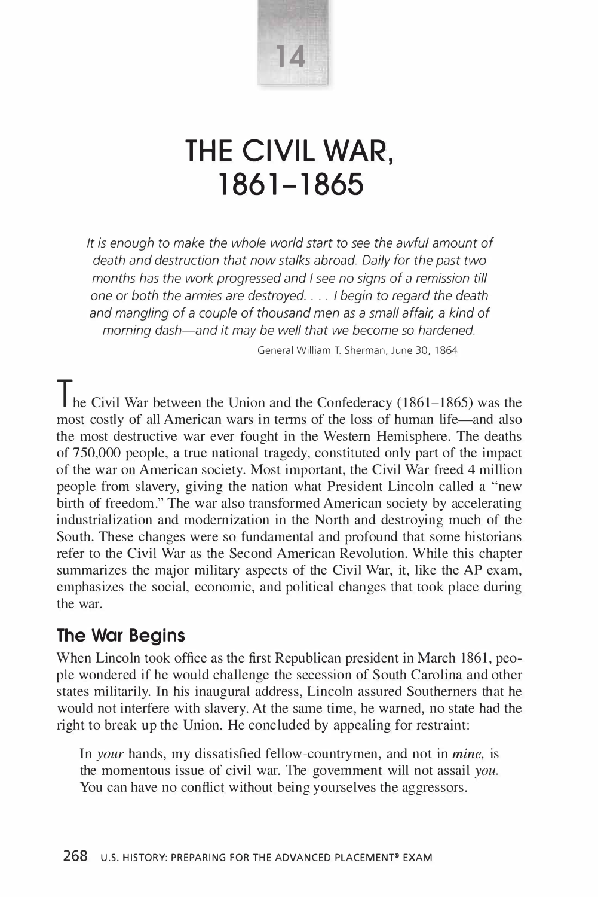14

# THE CIVIL WAR, 1861–1865

*It is enough to make the whole world start to see the awful amount of death and destruction that now stalks abroad. Daily for the past two months has the work progressed and I see no signs of a remission till one or both the armies are destroyed. . . . I begin to regard the death and mangling of a couple of thousand men as a small affair, a kind of morning dash—and it may be well that we become so hardened.*

General William T. Sherman, June 30, 1864

The Civil War between the Union and the Confederacy (1861–1865) was the most costly of all American wars in terms of the loss of human life—and also the most destructive war ever fought in the Western Hemisphere. The deaths of 750,000 people, a true national tragedy, constituted only part of the impact of the war on American society. Most important, the Civil War freed 4 million people from slavery, giving the nation what President Lincoln called a "new birth of freedom." The war also transformed American society by accelerating industrialization and modernization in the North and destroying much of the South. These changes were so fundamental and profound that some historians refer to the Civil War as the Second American Revolution. While this chapter summarizes the major military aspects of the Civil War, it, like the AP exam, emphasizes the social, economic, and political changes that took place during the war.

## The War Begins

When Lincoln took office as the first Republican president in March 1861, people wondered if he would challenge the secession of South Carolina and other states militarily. In his inaugural address, Lincoln assured Southerners that he would not interfere with slavery. At the same time, he warned, no state had the right to break up the Union. He concluded by appealing for restraint:

> In *your* hands, my dissatisfied fellow-countrymen, and not in ***mine,*** is the momentous issue of civil war. The government will not assail *you.* You can have no conflict without being yourselves the aggressors.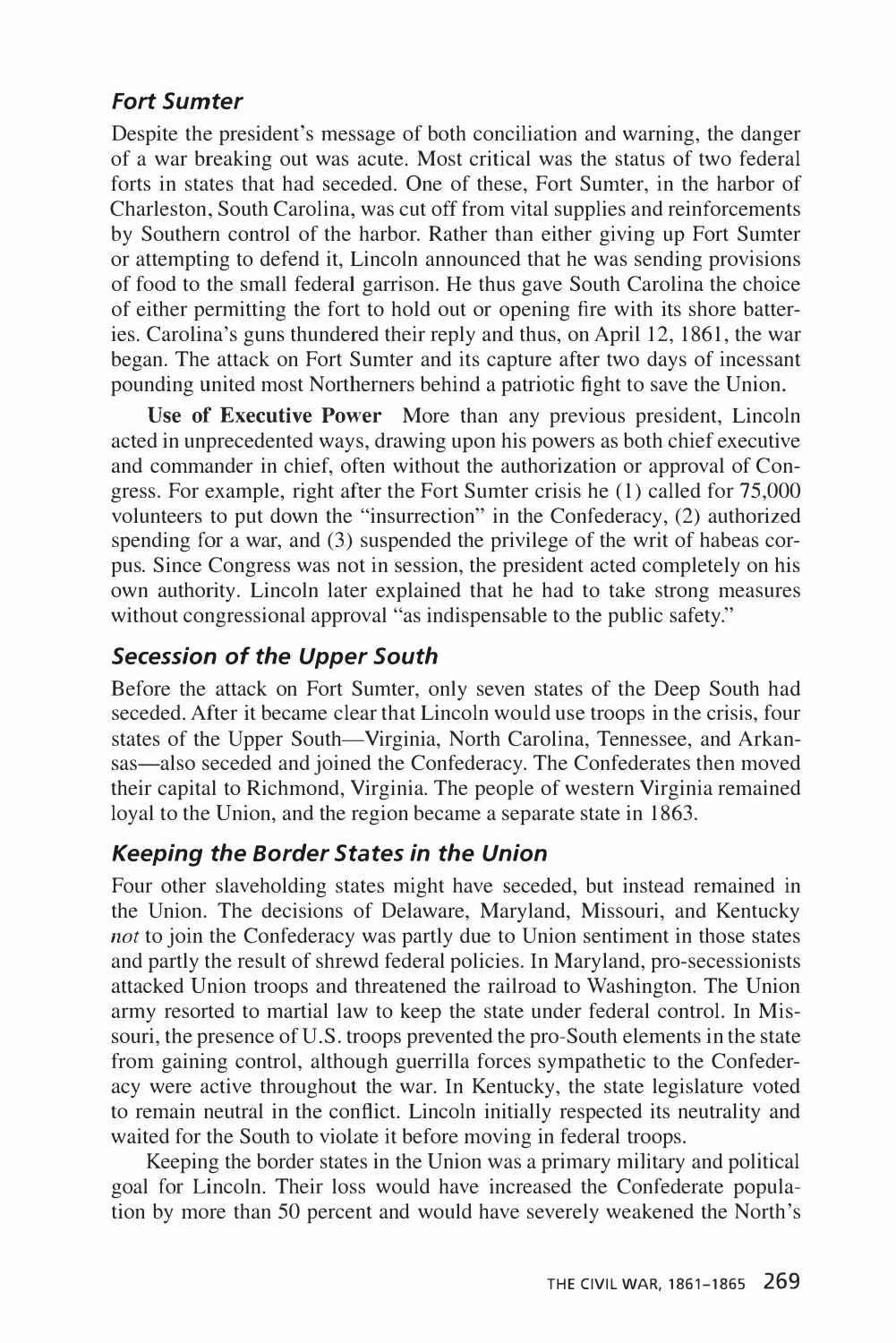### *Fort Sumter*

Despite the president's message of both conciliation and warning, the danger of a war breaking out was acute. Most critical was the status of two federal forts in states that had seceded. One of these, Fort Sumter, in the harbor of Charleston, South Carolina, was cut off from vital supplies and reinforcements by Southern control of the harbor. Rather than either giving up Fort Sumter or attempting to defend it, Lincoln announced that he was sending provisions of food to the small federal garrison. He thus gave South Carolina the choice of either permitting the fort to hold out or opening fire with its shore batteries. Carolina's guns thundered their reply and thus, on April 12, 1861, the war began. The attack on Fort Sumter and its capture after two days of incessant pounding united most Northerners behind a patriotic fight to save the Union.

**Use of Executive Power** More than any previous president, Lincoln acted in unprecedented ways, drawing upon his powers as both chief executive and commander in chief, often without the authorization or approval of Congress. For example, right after the Fort Sumter crisis he (1) called for 75,000 volunteers to put down the "insurrection" in the Confederacy, (2) authorized spending for a war, and (3) suspended the privilege of the writ of habeas corpus. Since Congress was not in session, the president acted completely on his own authority. Lincoln later explained that he had to take strong measures without congressional approval "as indispensable to the public safety."

### *Secession of the Upper South*

Before the attack on Fort Sumter, only seven states of the Deep South had seceded. After it became clear that Lincoln would use troops in the crisis, four states of the Upper South—Virginia, North Carolina, Tennessee, and Arkansas—also seceded and joined the Confederacy. The Confederates then moved their capital to Richmond, Virginia. The people of western Virginia remained loyal to the Union, and the region became a separate state in 1863.

### *Keeping the Border States in the Union*

Four other slaveholding states might have seceded, but instead remained in the Union. The decisions of Delaware, Maryland, Missouri, and Kentucky *not* to join the Confederacy was partly due to Union sentiment in those states and partly the result of shrewd federal policies. In Maryland, pro-secessionists attacked Union troops and threatened the railroad to Washington. The Union army resorted to martial law to keep the state under federal control. In Missouri, the presence of U.S. troops prevented the pro-South elements in the state from gaining control, although guerrilla forces sympathetic to the Confederacy were active throughout the war. In Kentucky, the state legislature voted to remain neutral in the conflict. Lincoln initially respected its neutrality and waited for the South to violate it before moving in federal troops.

Keeping the border states in the Union was a primary military and political goal for Lincoln. Their loss would have increased the Confederate population by more than 50 percent and would have severely weakened the North's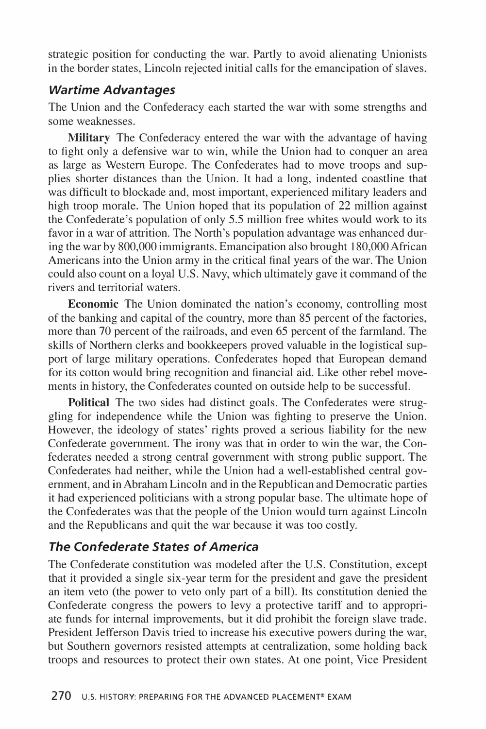strategic position for conducting the war. Partly to avoid alienating Unionists in the border states, Lincoln rejected initial calls for the emancipation of slaves.

### *Wartime Advantages*

The Union and the Confederacy each started the war with some strengths and some weaknesses.

**Military** The Confederacy entered the war with the advantage of having to fight only a defensive war to win, while the Union had to conquer an area as large as Western Europe. The Confederates had to move troops and supplies shorter distances than the Union. It had a long, indented coastline that was difficult to blockade and, most important, experienced military leaders and high troop morale. The Union hoped that its population of 22 million against the Confederate's population of only 5.5 million free whites would work to its favor in a war of attrition. The North's population advantage was enhanced during the war by 800,000 immigrants. Emancipation also brought 180,000 African Americans into the Union army in the critical final years of the war. The Union could also count on a loyal U.S. Navy, which ultimately gave it command of the rivers and territorial waters.

**Economic** The Union dominated the nation's economy, controlling most of the banking and capital of the country, more than 85 percent of the factories, more than 70 percent of the railroads, and even 65 percent of the farmland. The skills of Northern clerks and bookkeepers proved valuable in the logistical support of large military operations. Confederates hoped that European demand for its cotton would bring recognition and financial aid. Like other rebel movements in history, the Confederates counted on outside help to be successful.

**Political** The two sides had distinct goals. The Confederates were struggling for independence while the Union was fighting to preserve the Union. However, the ideology of states' rights proved a serious liability for the new Confederate government. The irony was that in order to win the war, the Confederates needed a strong central government with strong public support. The Confederates had neither, while the Union had a well-established central government, and in Abraham Lincoln and in the Republican and Democratic parties it had experienced politicians with a strong popular base. The ultimate hope of the Confederates was that the people of the Union would turn against Lincoln and the Republicans and quit the war because it was too costly.

### *The Confederate States of America*

The Confederate constitution was modeled after the U.S. Constitution, except that it provided a single six-year term for the president and gave the president an item veto (the power to veto only part of a bill). Its constitution denied the Confederate congress the powers to levy a protective tariff and to appropriate funds for internal improvements, but it did prohibit the foreign slave trade. President Jefferson Davis tried to increase his executive powers during the war, but Southern governors resisted attempts at centralization, some holding back troops and resources to protect their own states. At one point, Vice President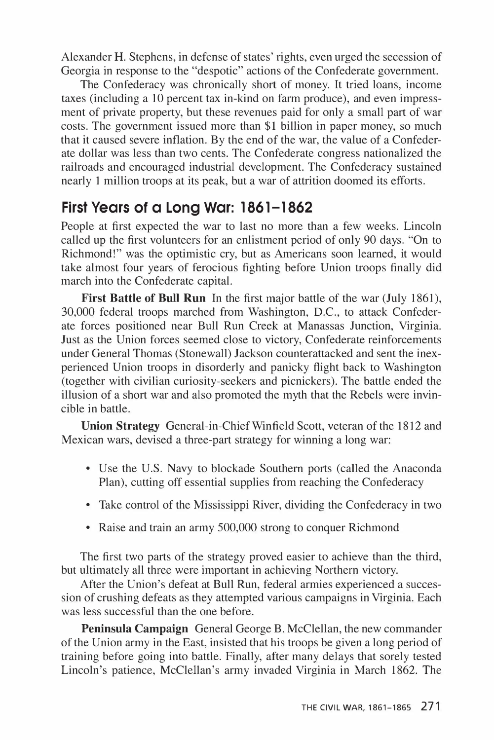Alexander H. Stephens, in defense of states' rights, even urged the secession of Georgia in response to the "despotic" actions of the Confederate government.

The Confederacy was chronically short of money. It tried loans, income taxes (including a 10 percent tax in-kind on farm produce), and even impressment of private property, but these revenues paid for only a small part of war costs. The government issued more than $1 billion in paper money, so much that it caused severe inflation. By the end of the war, the value of a Confederate dollar was less than two cents. The Confederate congress nationalized the railroads and encouraged industrial development. The Confederacy sustained nearly 1 million troops at its peak, but a war of attrition doomed its efforts.

## First Years of a Long War: 1861–1862

People at first expected the war to last no more than a few weeks. Lincoln called up the first volunteers for an enlistment period of only 90 days. "On to Richmond!" was the optimistic cry, but as Americans soon learned, it would take almost four years of ferocious fighting before Union troops finally did march into the Confederate capital.

**First Battle of Bull Run** In the first major battle of the war (July 1861), 30,000 federal troops marched from Washington, D.C., to attack Confederate forces positioned near Bull Run Creek at Manassas Junction, Virginia. Just as the Union forces seemed close to victory, Confederate reinforcements under General Thomas (Stonewall) Jackson counterattacked and sent the inexperienced Union troops in disorderly and panicky flight back to Washington (together with civilian curiosity-seekers and picnickers). The battle ended the illusion of a short war and also promoted the myth that the Rebels were invincible in battle.

**Union Strategy** General-in-Chief Winfield Scott, veteran of the 1812 and Mexican wars, devised a three-part strategy for winning a long war:

- Use the U.S. Navy to blockade Southern ports (called the Anaconda Plan), cutting off essential supplies from reaching the Confederacy
- Take control of the Mississippi River, dividing the Confederacy in two
- Raise and train an army 500,000 strong to conquer Richmond

The first two parts of the strategy proved easier to achieve than the third, but ultimately all three were important in achieving Northern victory.

After the Union's defeat at Bull Run, federal armies experienced a succession of crushing defeats as they attempted various campaigns in Virginia. Each was less successful than the one before.

**Peninsula Campaign** General George B. McClellan, the new commander of the Union army in the East, insisted that his troops be given a long period of training before going into battle. Finally, after many delays that sorely tested Lincoln's patience, McClellan's army invaded Virginia in March 1862. The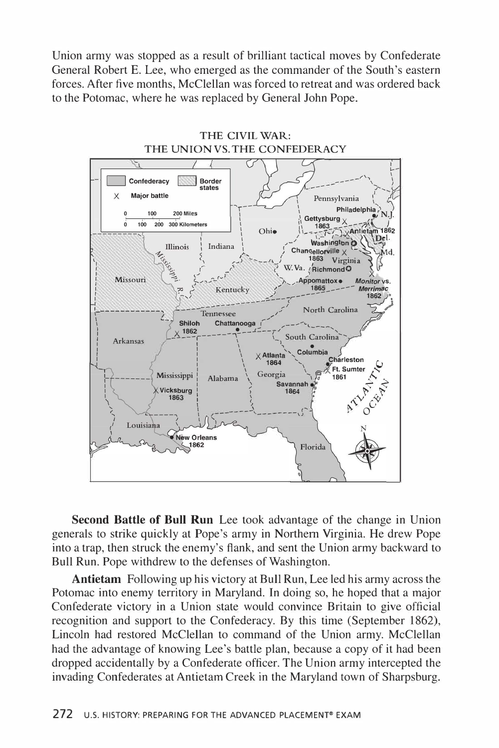Union army was stopped as a result of brilliant tactical moves by Confederate General Robert E. Lee, who emerged as the commander of the South's eastern forces. After five months, McClellan was forced to retreat and was ordered back to the Potomac, where he was replaced by General John Pope.

THE CIVIL WAR:
THE UNION VS. THE CONFEDERACY

**Second Battle of Bull Run** Lee took advantage of the change in Union generals to strike quickly at Pope's army in Northern Virginia. He drew Pope into a trap, then struck the enemy's flank, and sent the Union army backward to Bull Run. Pope withdrew to the defenses of Washington.

**Antietam** Following up his victory at Bull Run, Lee led his army across the Potomac into enemy territory in Maryland. In doing so, he hoped that a major Confederate victory in a Union state would convince Britain to give official recognition and support to the Confederacy. By this time (September 1862), Lincoln had restored McClellan to command of the Union army. McClellan had the advantage of knowing Lee's battle plan, because a copy of it had been dropped accidentally by a Confederate officer. The Union army intercepted the invading Confederates at Antietam Creek in the Maryland town of Sharpsburg.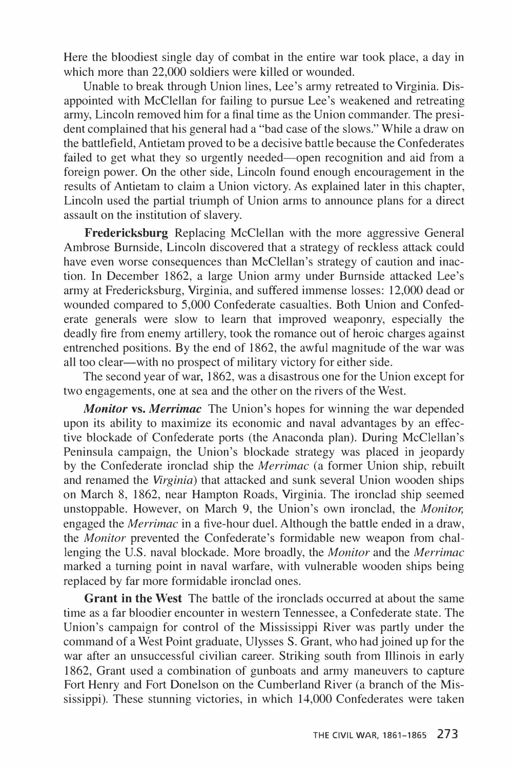Here the bloodiest single day of combat in the entire war took place, a day in which more than 22,000 soldiers were killed or wounded.

Unable to break through Union lines, Lee's army retreated to Virginia. Disappointed with McClellan for failing to pursue Lee's weakened and retreating army, Lincoln removed him for a final time as the Union commander. The president complained that his general had a "bad case of the slows." While a draw on the battlefield, Antietam proved to be a decisive battle because the Confederates failed to get what they so urgently needed—open recognition and aid from a foreign power. On the other side, Lincoln found enough encouragement in the results of Antietam to claim a Union victory. As explained later in this chapter, Lincoln used the partial triumph of Union arms to announce plans for a direct assault on the institution of slavery.

**Fredericksburg** Replacing McClellan with the more aggressive General Ambrose Burnside, Lincoln discovered that a strategy of reckless attack could have even worse consequences than McClellan's strategy of caution and inaction. In December 1862, a large Union army under Burnside attacked Lee's army at Fredericksburg, Virginia, and suffered immense losses: 12,000 dead or wounded compared to 5,000 Confederate casualties. Both Union and Confederate generals were slow to learn that improved weaponry, especially the deadly fire from enemy artillery, took the romance out of heroic charges against entrenched positions. By the end of 1862, the awful magnitude of the war was all too clear—with no prospect of military victory for either side.

The second year of war, 1862, was a disastrous one for the Union except for two engagements, one at sea and the other on the rivers of the West.

***Monitor* vs. *Merrimac*** The Union's hopes for winning the war depended upon its ability to maximize its economic and naval advantages by an effective blockade of Confederate ports (the Anaconda plan). During McClellan's Peninsula campaign, the Union's blockade strategy was placed in jeopardy by the Confederate ironclad ship the *Merrimac* (a former Union ship, rebuilt and renamed the *Virginia*) that attacked and sunk several Union wooden ships on March 8, 1862, near Hampton Roads, Virginia. The ironclad ship seemed unstoppable. However, on March 9, the Union's own ironclad, the *Monitor,* engaged the *Merrimac* in a five-hour duel. Although the battle ended in a draw, the *Monitor* prevented the Confederate's formidable new weapon from challenging the U.S. naval blockade. More broadly, the *Monitor* and the *Merrimac* marked a turning point in naval warfare, with vulnerable wooden ships being replaced by far more formidable ironclad ones.

**Grant in the West** The battle of the ironclads occurred at about the same time as a far bloodier encounter in western Tennessee, a Confederate state. The Union's campaign for control of the Mississippi River was partly under the command of a West Point graduate, Ulysses S. Grant, who had joined up for the war after an unsuccessful civilian career. Striking south from Illinois in early 1862, Grant used a combination of gunboats and army maneuvers to capture Fort Henry and Fort Donelson on the Cumberland River (a branch of the Mississippi). These stunning victories, in which 14,000 Confederates were taken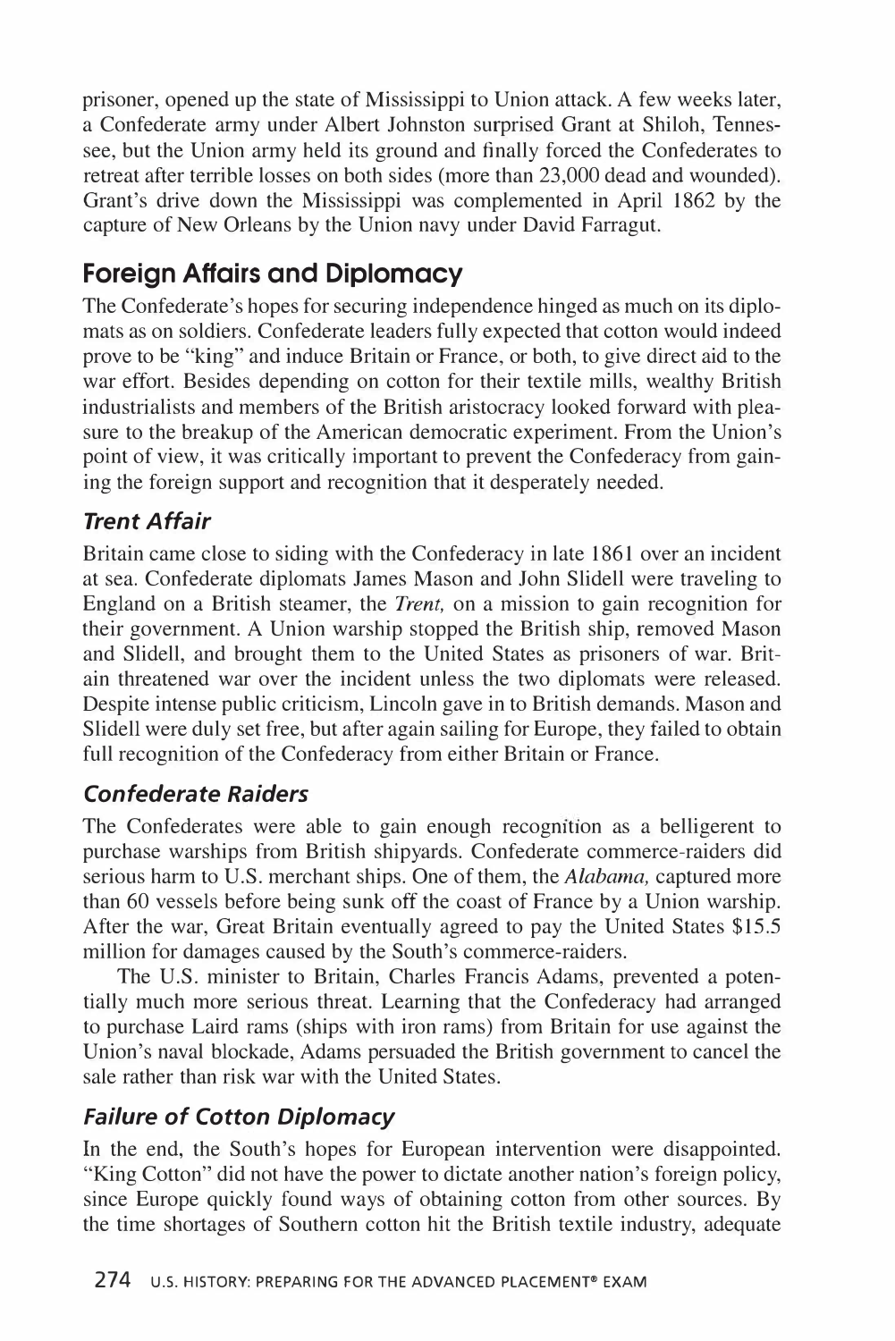prisoner, opened up the state of Mississippi to Union attack. A few weeks later, a Confederate army under Albert Johnston surprised Grant at Shiloh, Tennessee, but the Union army held its ground and finally forced the Confederates to retreat after terrible losses on both sides (more than 23,000 dead and wounded). Grant's drive down the Mississippi was complemented in April 1862 by the capture of New Orleans by the Union navy under David Farragut.

## Foreign Affairs and Diplomacy

The Confederate's hopes for securing independence hinged as much on its diplomats as on soldiers. Confederate leaders fully expected that cotton would indeed prove to be "king" and induce Britain or France, or both, to give direct aid to the war effort. Besides depending on cotton for their textile mills, wealthy British industrialists and members of the British aristocracy looked forward with pleasure to the breakup of the American democratic experiment. From the Union's point of view, it was critically important to prevent the Confederacy from gaining the foreign support and recognition that it desperately needed.

### *Trent Affair*

Britain came close to siding with the Confederacy in late 1861 over an incident at sea. Confederate diplomats James Mason and John Slidell were traveling to England on a British steamer, the *Trent,* on a mission to gain recognition for their government. A Union warship stopped the British ship, removed Mason and Slidell, and brought them to the United States as prisoners of war. Britain threatened war over the incident unless the two diplomats were released. Despite intense public criticism, Lincoln gave in to British demands. Mason and Slidell were duly set free, but after again sailing for Europe, they failed to obtain full recognition of the Confederacy from either Britain or France.

### *Confederate Raiders*

The Confederates were able to gain enough recognition as a belligerent to purchase warships from British shipyards. Confederate commerce-raiders did serious harm to U.S. merchant ships. One of them, the *Alabama,* captured more than 60 vessels before being sunk off the coast of France by a Union warship. After the war, Great Britain eventually agreed to pay the United States $15.5 million for damages caused by the South's commerce-raiders.

The U.S. minister to Britain, Charles Francis Adams, prevented a potentially much more serious threat. Learning that the Confederacy had arranged to purchase Laird rams (ships with iron rams) from Britain for use against the Union's naval blockade, Adams persuaded the British government to cancel the sale rather than risk war with the United States.

### *Failure of Cotton Diplomacy*

In the end, the South's hopes for European intervention were disappointed. "King Cotton" did not have the power to dictate another nation's foreign policy, since Europe quickly found ways of obtaining cotton from other sources. By the time shortages of Southern cotton hit the British textile industry, adequate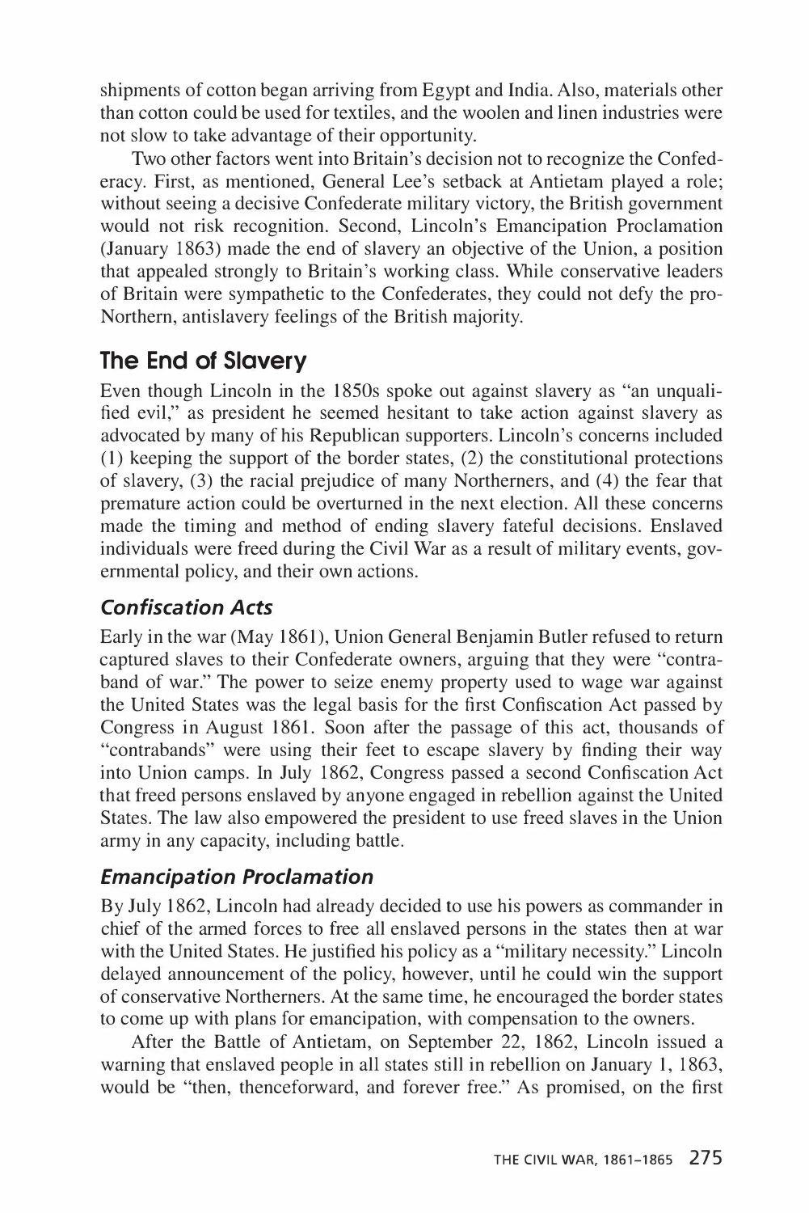shipments of cotton began arriving from Egypt and India. Also, materials other than cotton could be used for textiles, and the woolen and linen industries were not slow to take advantage of their opportunity.

Two other factors went into Britain's decision not to recognize the Confederacy. First, as mentioned, General Lee's setback at Antietam played a role; without seeing a decisive Confederate military victory, the British government would not risk recognition. Second, Lincoln's Emancipation Proclamation (January 1863) made the end of slavery an objective of the Union, a position that appealed strongly to Britain's working class. While conservative leaders of Britain were sympathetic to the Confederates, they could not defy the pro-Northern, antislavery feelings of the British majority.

## The End of Slavery

Even though Lincoln in the 1850s spoke out against slavery as "an unqualified evil," as president he seemed hesitant to take action against slavery as advocated by many of his Republican supporters. Lincoln's concerns included (1) keeping the support of the border states, (2) the constitutional protections of slavery, (3) the racial prejudice of many Northerners, and (4) the fear that premature action could be overturned in the next election. All these concerns made the timing and method of ending slavery fateful decisions. Enslaved individuals were freed during the Civil War as a result of military events, governmental policy, and their own actions.

### *Confiscation Acts*

Early in the war (May 1861), Union General Benjamin Butler refused to return captured slaves to their Confederate owners, arguing that they were "contraband of war." The power to seize enemy property used to wage war against the United States was the legal basis for the first Confiscation Act passed by Congress in August 1861. Soon after the passage of this act, thousands of "contrabands" were using their feet to escape slavery by finding their way into Union camps. In July 1862, Congress passed a second Confiscation Act that freed persons enslaved by anyone engaged in rebellion against the United States. The law also empowered the president to use freed slaves in the Union army in any capacity, including battle.

### *Emancipation Proclamation*

By July 1862, Lincoln had already decided to use his powers as commander in chief of the armed forces to free all enslaved persons in the states then at war with the United States. He justified his policy as a "military necessity." Lincoln delayed announcement of the policy, however, until he could win the support of conservative Northerners. At the same time, he encouraged the border states to come up with plans for emancipation, with compensation to the owners.

After the Battle of Antietam, on September 22, 1862, Lincoln issued a warning that enslaved people in all states still in rebellion on January 1, 1863, would be "then, thenceforward, and forever free." As promised, on the first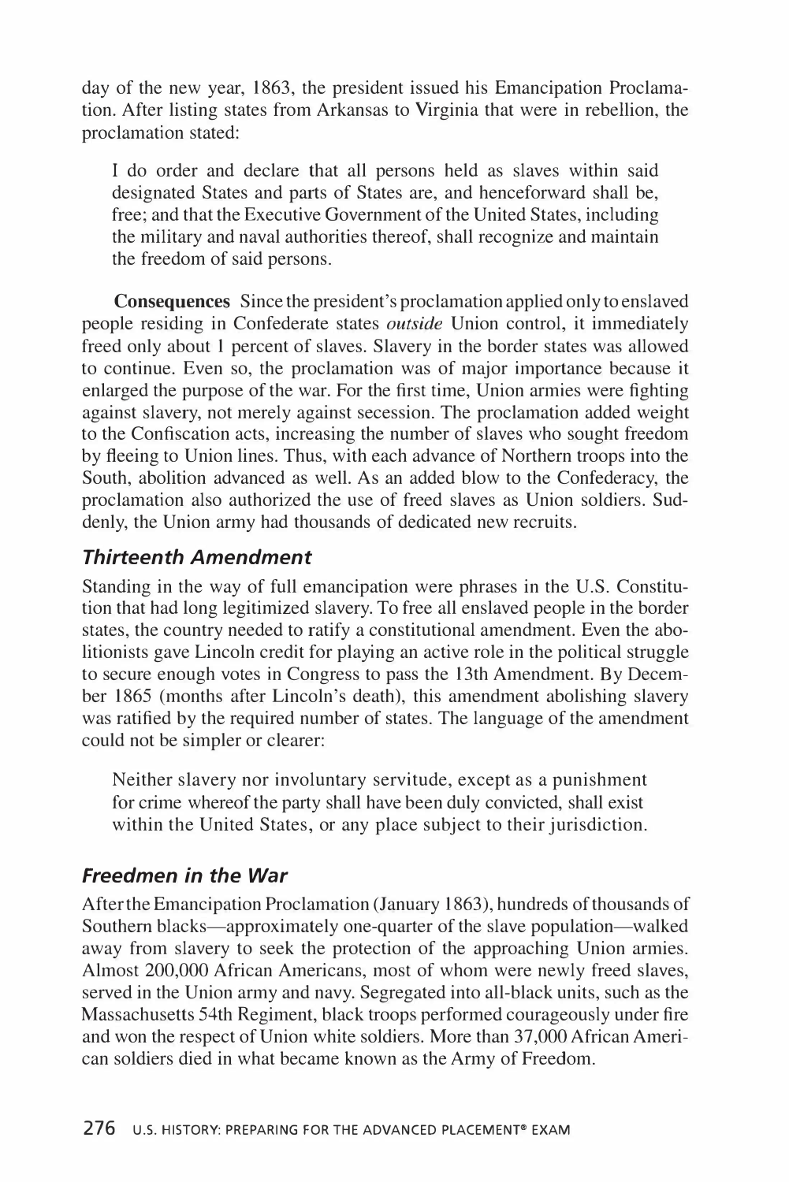day of the new year, 1863, the president issued his Emancipation Proclamation. After listing states from Arkansas to Virginia that were in rebellion, the proclamation stated:

> I do order and declare that all persons held as slaves within said designated States and parts of States are, and henceforward shall be, free; and that the Executive Government of the United States, including the military and naval authorities thereof, shall recognize and maintain the freedom of said persons.

**Consequences** Since the president's proclamation applied only to enslaved people residing in Confederate states *outside* Union control, it immediately freed only about 1 percent of slaves. Slavery in the border states was allowed to continue. Even so, the proclamation was of major importance because it enlarged the purpose of the war. For the first time, Union armies were fighting against slavery, not merely against secession. The proclamation added weight to the Confiscation acts, increasing the number of slaves who sought freedom by fleeing to Union lines. Thus, with each advance of Northern troops into the South, abolition advanced as well. As an added blow to the Confederacy, the proclamation also authorized the use of freed slaves as Union soldiers. Suddenly, the Union army had thousands of dedicated new recruits.

### *Thirteenth Amendment*

Standing in the way of full emancipation were phrases in the U.S. Constitution that had long legitimized slavery. To free all enslaved people in the border states, the country needed to ratify a constitutional amendment. Even the abolitionists gave Lincoln credit for playing an active role in the political struggle to secure enough votes in Congress to pass the 13th Amendment. By December 1865 (months after Lincoln's death), this amendment abolishing slavery was ratified by the required number of states. The language of the amendment could not be simpler or clearer:

> Neither slavery nor involuntary servitude, except as a punishment for crime whereof the party shall have been duly convicted, shall exist within the United States, or any place subject to their jurisdiction.

### *Freedmen in the War*

After the Emancipation Proclamation (January 1863), hundreds of thousands of Southern blacks—approximately one-quarter of the slave population—walked away from slavery to seek the protection of the approaching Union armies. Almost 200,000 African Americans, most of whom were newly freed slaves, served in the Union army and navy. Segregated into all-black units, such as the Massachusetts 54th Regiment, black troops performed courageously under fire and won the respect of Union white soldiers. More than 37,000 African American soldiers died in what became known as the Army of Freedom.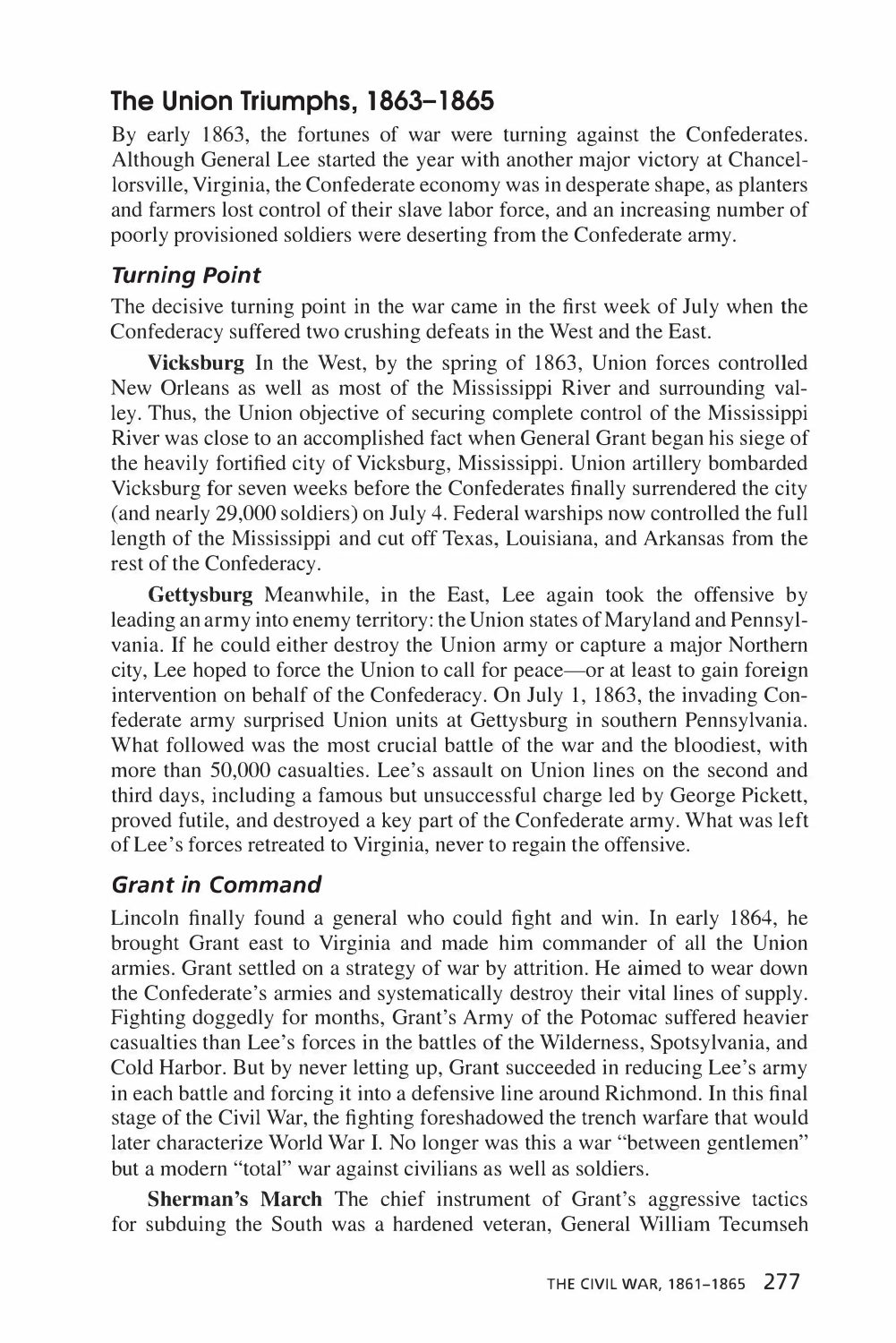## The Union Triumphs, 1863–1865

By early 1863, the fortunes of war were turning against the Confederates. Although General Lee started the year with another major victory at Chancellorsville, Virginia, the Confederate economy was in desperate shape, as planters and farmers lost control of their slave labor force, and an increasing number of poorly provisioned soldiers were deserting from the Confederate army.

### *Turning Point*

The decisive turning point in the war came in the first week of July when the Confederacy suffered two crushing defeats in the West and the East.

**Vicksburg** In the West, by the spring of 1863, Union forces controlled New Orleans as well as most of the Mississippi River and surrounding valley. Thus, the Union objective of securing complete control of the Mississippi River was close to an accomplished fact when General Grant began his siege of the heavily fortified city of Vicksburg, Mississippi. Union artillery bombarded Vicksburg for seven weeks before the Confederates finally surrendered the city (and nearly 29,000 soldiers) on July 4. Federal warships now controlled the full length of the Mississippi and cut off Texas, Louisiana, and Arkansas from the rest of the Confederacy.

**Gettysburg** Meanwhile, in the East, Lee again took the offensive by leading an army into enemy territory: the Union states of Maryland and Pennsylvania. If he could either destroy the Union army or capture a major Northern city, Lee hoped to force the Union to call for peace—or at least to gain foreign intervention on behalf of the Confederacy. On July 1, 1863, the invading Confederate army surprised Union units at Gettysburg in southern Pennsylvania. What followed was the most crucial battle of the war and the bloodiest, with more than 50,000 casualties. Lee's assault on Union lines on the second and third days, including a famous but unsuccessful charge led by George Pickett, proved futile, and destroyed a key part of the Confederate army. What was left of Lee's forces retreated to Virginia, never to regain the offensive.

### *Grant in Command*

Lincoln finally found a general who could fight and win. In early 1864, he brought Grant east to Virginia and made him commander of all the Union armies. Grant settled on a strategy of war by attrition. He aimed to wear down the Confederate's armies and systematically destroy their vital lines of supply. Fighting doggedly for months, Grant's Army of the Potomac suffered heavier casualties than Lee's forces in the battles of the Wilderness, Spotsylvania, and Cold Harbor. But by never letting up, Grant succeeded in reducing Lee's army in each battle and forcing it into a defensive line around Richmond. In this final stage of the Civil War, the fighting foreshadowed the trench warfare that would later characterize World War I. No longer was this a war "between gentlemen" but a modern "total" war against civilians as well as soldiers.

**Sherman's March** The chief instrument of Grant's aggressive tactics for subduing the South was a hardened veteran, General William Tecumseh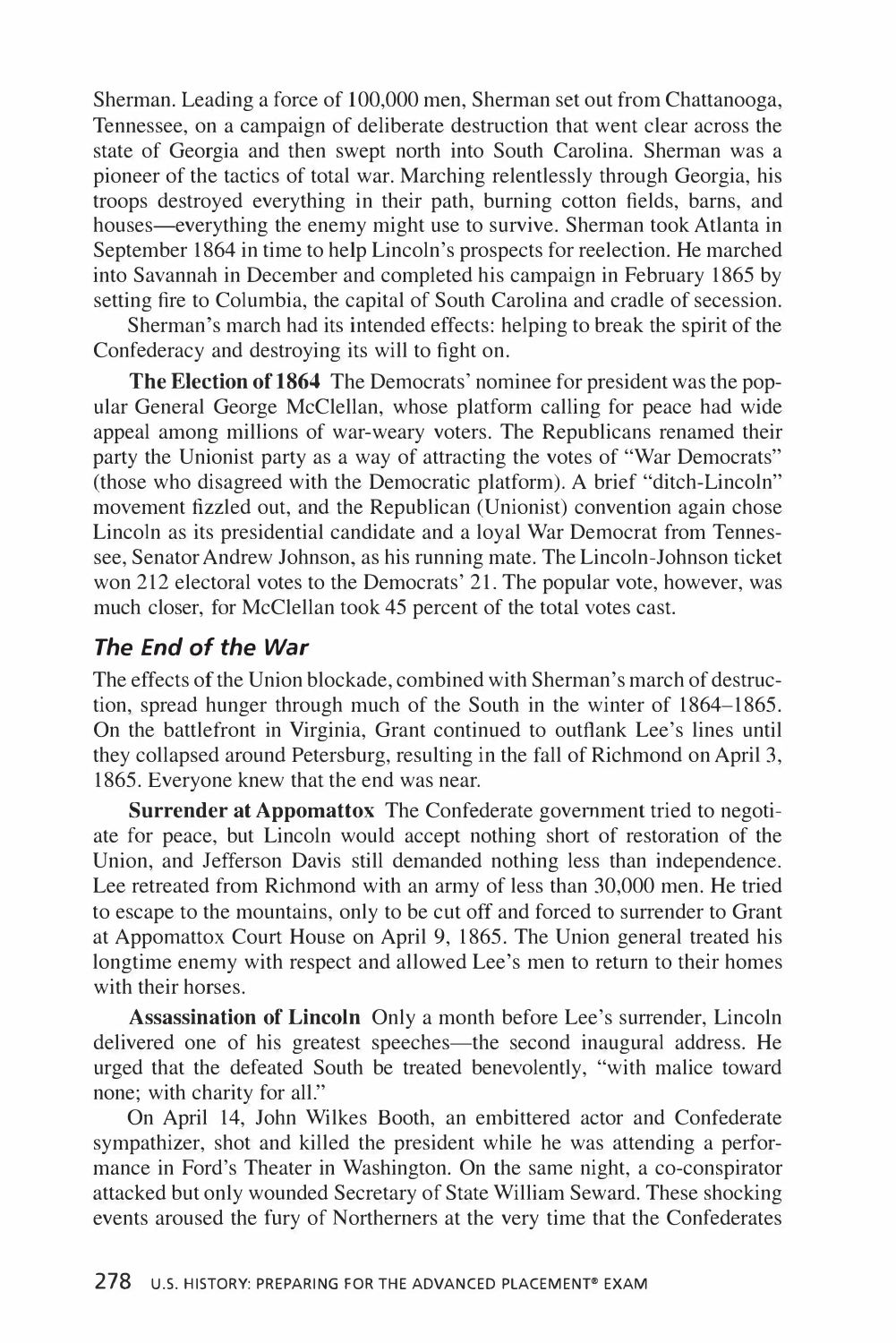Sherman. Leading a force of 100,000 men, Sherman set out from Chattanooga, Tennessee, on a campaign of deliberate destruction that went clear across the state of Georgia and then swept north into South Carolina. Sherman was a pioneer of the tactics of total war. Marching relentlessly through Georgia, his troops destroyed everything in their path, burning cotton fields, barns, and houses—everything the enemy might use to survive. Sherman took Atlanta in September 1864 in time to help Lincoln's prospects for reelection. He marched into Savannah in December and completed his campaign in February 1865 by setting fire to Columbia, the capital of South Carolina and cradle of secession.

Sherman's march had its intended effects: helping to break the spirit of the Confederacy and destroying its will to fight on.

**The Election of 1864** The Democrats' nominee for president was the popular General George McClellan, whose platform calling for peace had wide appeal among millions of war-weary voters. The Republicans renamed their party the Unionist party as a way of attracting the votes of "War Democrats" (those who disagreed with the Democratic platform). A brief "ditch-Lincoln" movement fizzled out, and the Republican (Unionist) convention again chose Lincoln as its presidential candidate and a loyal War Democrat from Tennessee, Senator Andrew Johnson, as his running mate. The Lincoln-Johnson ticket won 212 electoral votes to the Democrats' 21. The popular vote, however, was much closer, for McClellan took 45 percent of the total votes cast.

### *The End of the War*

The effects of the Union blockade, combined with Sherman's march of destruction, spread hunger through much of the South in the winter of 1864–1865. On the battlefront in Virginia, Grant continued to outflank Lee's lines until they collapsed around Petersburg, resulting in the fall of Richmond on April 3, 1865. Everyone knew that the end was near.

**Surrender at Appomattox** The Confederate government tried to negotiate for peace, but Lincoln would accept nothing short of restoration of the Union, and Jefferson Davis still demanded nothing less than independence. Lee retreated from Richmond with an army of less than 30,000 men. He tried to escape to the mountains, only to be cut off and forced to surrender to Grant at Appomattox Court House on April 9, 1865. The Union general treated his longtime enemy with respect and allowed Lee's men to return to their homes with their horses.

**Assassination of Lincoln** Only a month before Lee's surrender, Lincoln delivered one of his greatest speeches—the second inaugural address. He urged that the defeated South be treated benevolently, "with malice toward none; with charity for all."

On April 14, John Wilkes Booth, an embittered actor and Confederate sympathizer, shot and killed the president while he was attending a performance in Ford's Theater in Washington. On the same night, a co-conspirator attacked but only wounded Secretary of State William Seward. These shocking events aroused the fury of Northerners at the very time that the Confederates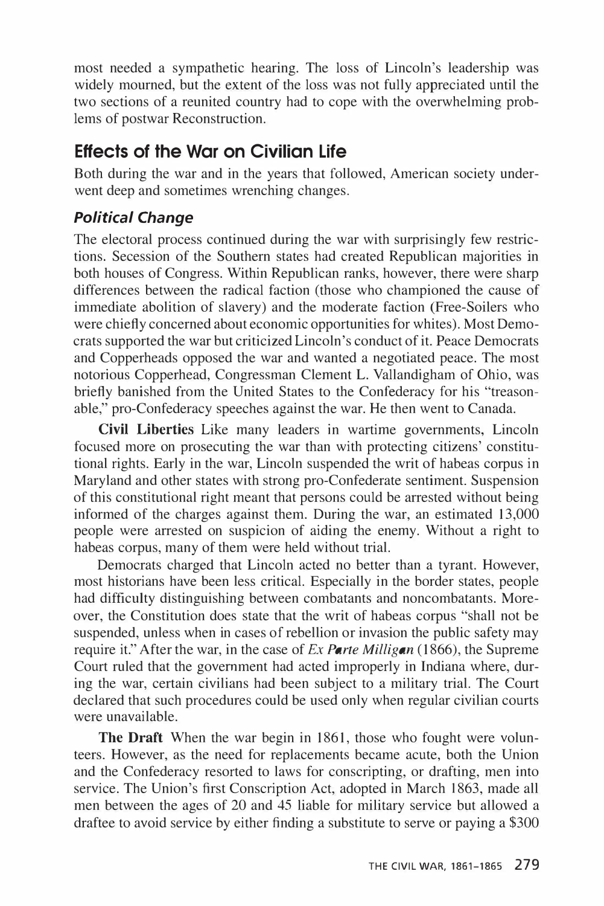most needed a sympathetic hearing. The loss of Lincoln's leadership was widely mourned, but the extent of the loss was not fully appreciated until the two sections of a reunited country had to cope with the overwhelming problems of postwar Reconstruction.

## Effects of the War on Civilian Life

Both during the war and in the years that followed, American society underwent deep and sometimes wrenching changes.

### *Political Change*

The electoral process continued during the war with surprisingly few restrictions. Secession of the Southern states had created Republican majorities in both houses of Congress. Within Republican ranks, however, there were sharp differences between the radical faction (those who championed the cause of immediate abolition of slavery) and the moderate faction (Free-Soilers who were chiefly concerned about economic opportunities for whites). Most Democrats supported the war but criticized Lincoln's conduct of it. Peace Democrats and Copperheads opposed the war and wanted a negotiated peace. The most notorious Copperhead, Congressman Clement L. Vallandigham of Ohio, was briefly banished from the United States to the Confederacy for his "treasonable," pro-Confederacy speeches against the war. He then went to Canada.

**Civil Liberties** Like many leaders in wartime governments, Lincoln focused more on prosecuting the war than with protecting citizens' constitutional rights. Early in the war, Lincoln suspended the writ of habeas corpus in Maryland and other states with strong pro-Confederate sentiment. Suspension of this constitutional right meant that persons could be arrested without being informed of the charges against them. During the war, an estimated 13,000 people were arrested on suspicion of aiding the enemy. Without a right to habeas corpus, many of them were held without trial.

Democrats charged that Lincoln acted no better than a tyrant. However, most historians have been less critical. Especially in the border states, people had difficulty distinguishing between combatants and noncombatants. Moreover, the Constitution does state that the writ of habeas corpus "shall not be suspended, unless when in cases of rebellion or invasion the public safety may require it." After the war, in the case of *Ex Parte Milligan* (1866), the Supreme Court ruled that the government had acted improperly in Indiana where, during the war, certain civilians had been subject to a military trial. The Court declared that such procedures could be used only when regular civilian courts were unavailable.

**The Draft** When the war begin in 1861, those who fought were volunteers. However, as the need for replacements became acute, both the Union and the Confederacy resorted to laws for conscripting, or drafting, men into service. The Union's first Conscription Act, adopted in March 1863, made all men between the ages of 20 and 45 liable for military service but allowed a draftee to avoid service by either finding a substitute to serve or paying a $300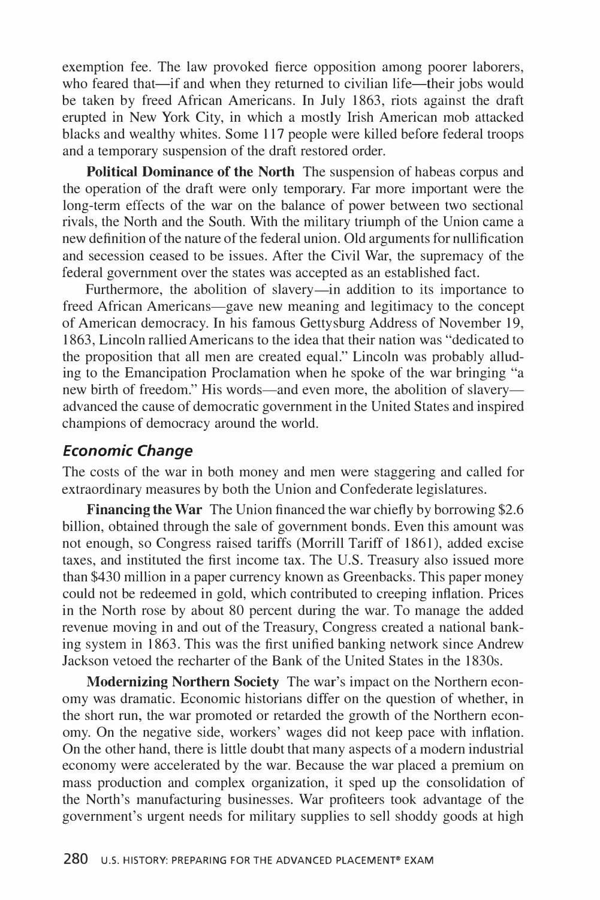exemption fee. The law provoked fierce opposition among poorer laborers, who feared that—if and when they returned to civilian life—their jobs would be taken by freed African Americans. In July 1863, riots against the draft erupted in New York City, in which a mostly Irish American mob attacked blacks and wealthy whites. Some 117 people were killed before federal troops and a temporary suspension of the draft restored order.

**Political Dominance of the North** The suspension of habeas corpus and the operation of the draft were only temporary. Far more important were the long-term effects of the war on the balance of power between two sectional rivals, the North and the South. With the military triumph of the Union came a new definition of the nature of the federal union. Old arguments for nullification and secession ceased to be issues. After the Civil War, the supremacy of the federal government over the states was accepted as an established fact.

Furthermore, the abolition of slavery—in addition to its importance to freed African Americans—gave new meaning and legitimacy to the concept of American democracy. In his famous Gettysburg Address of November 19, 1863, Lincoln rallied Americans to the idea that their nation was "dedicated to the proposition that all men are created equal." Lincoln was probably alluding to the Emancipation Proclamation when he spoke of the war bringing "a new birth of freedom." His words—and even more, the abolition of slavery—advanced the cause of democratic government in the United States and inspired champions of democracy around the world.

### *Economic Change*

The costs of the war in both money and men were staggering and called for extraordinary measures by both the Union and Confederate legislatures.

**Financing the War** The Union financed the war chiefly by borrowing $2.6 billion, obtained through the sale of government bonds. Even this amount was not enough, so Congress raised tariffs (Morrill Tariff of 1861), added excise taxes, and instituted the first income tax. The U.S. Treasury also issued more than $430 million in a paper currency known as Greenbacks. This paper money could not be redeemed in gold, which contributed to creeping inflation. Prices in the North rose by about 80 percent during the war. To manage the added revenue moving in and out of the Treasury, Congress created a national banking system in 1863. This was the first unified banking network since Andrew Jackson vetoed the recharter of the Bank of the United States in the 1830s.

**Modernizing Northern Society** The war's impact on the Northern economy was dramatic. Economic historians differ on the question of whether, in the short run, the war promoted or retarded the growth of the Northern economy. On the negative side, workers' wages did not keep pace with inflation. On the other hand, there is little doubt that many aspects of a modern industrial economy were accelerated by the war. Because the war placed a premium on mass production and complex organization, it sped up the consolidation of the North's manufacturing businesses. War profiteers took advantage of the government's urgent needs for military supplies to sell shoddy goods at high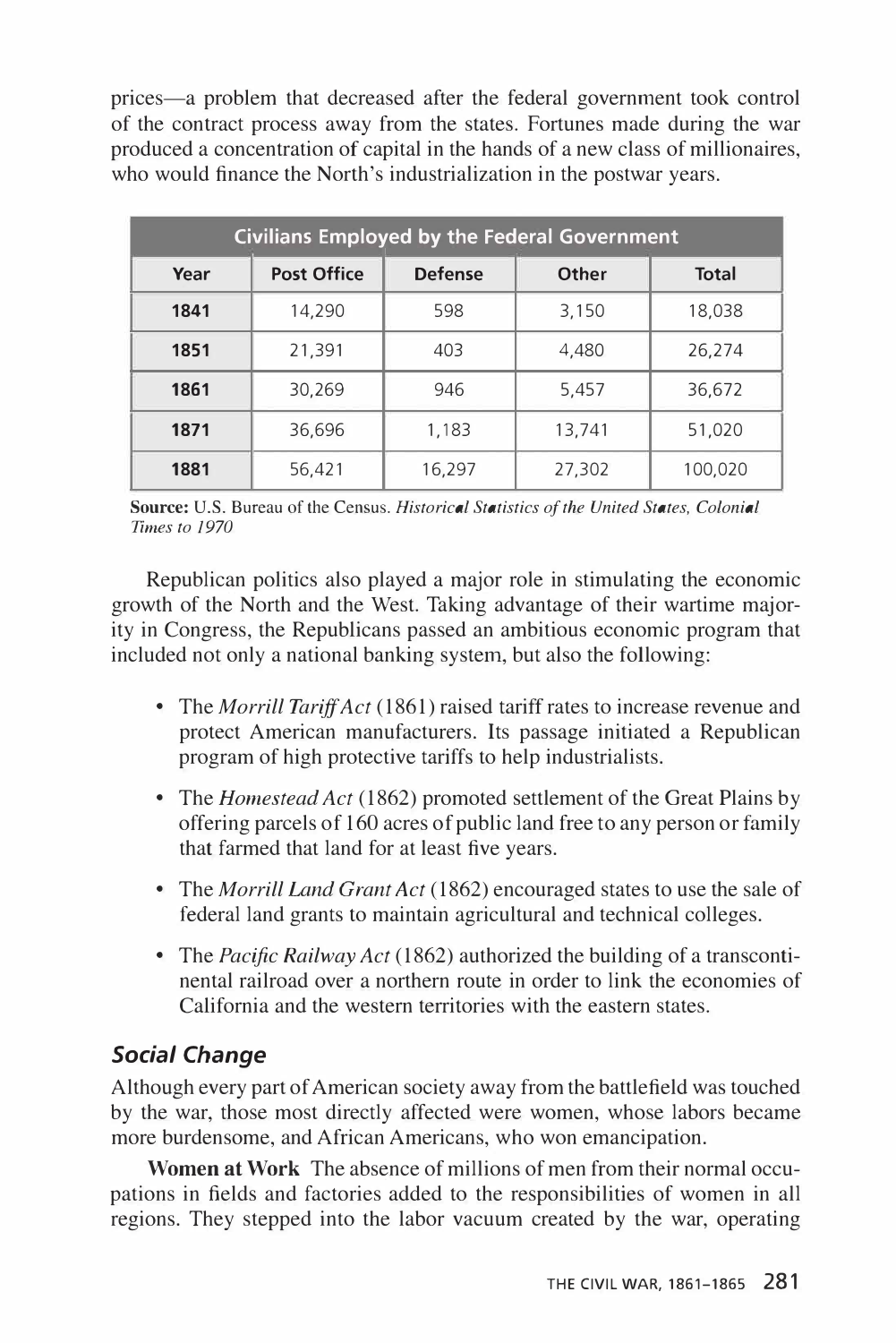prices—a problem that decreased after the federal government took control of the contract process away from the states. Fortunes made during the war produced a concentration of capital in the hands of a new class of millionaires, who would finance the North's industrialization in the postwar years.

| Civilians Employed by the Federal Government | | | | |
|---|---|---|---|---|
| **Year** | **Post Office** | **Defense** | **Other** | **Total** |
| **1841** | 14,290 | 598 | 3,150 | 18,038 |
| **1851** | 21,391 | 403 | 4,480 | 26,274 |
| **1861** | 30,269 | 946 | 5,457 | 36,672 |
| **1871** | 36,696 | 1,183 | 13,741 | 51,020 |
| **1881** | 56,421 | 16,297 | 27,302 | 100,020 |

**Source:** U.S. Bureau of the Census. *Historical Statistics of the United States, Colonial Times to 1970*

Republican politics also played a major role in stimulating the economic growth of the North and the West. Taking advantage of their wartime majority in Congress, the Republicans passed an ambitious economic program that included not only a national banking system, but also the following:

- The *Morrill Tariff Act* (1861) raised tariff rates to increase revenue and protect American manufacturers. Its passage initiated a Republican program of high protective tariffs to help industrialists.
- The *Homestead Act* (1862) promoted settlement of the Great Plains by offering parcels of 160 acres of public land free to any person or family that farmed that land for at least five years.
- The *Morrill Land Grant Act* (1862) encouraged states to use the sale of federal land grants to maintain agricultural and technical colleges.
- The *Pacific Railway Act* (1862) authorized the building of a transcontinental railroad over a northern route in order to link the economies of California and the western territories with the eastern states.

### *Social Change*

Although every part of American society away from the battlefield was touched by the war, those most directly affected were women, whose labors became more burdensome, and African Americans, who won emancipation.

**Women at Work** The absence of millions of men from their normal occupations in fields and factories added to the responsibilities of women in all regions. They stepped into the labor vacuum created by the war, operating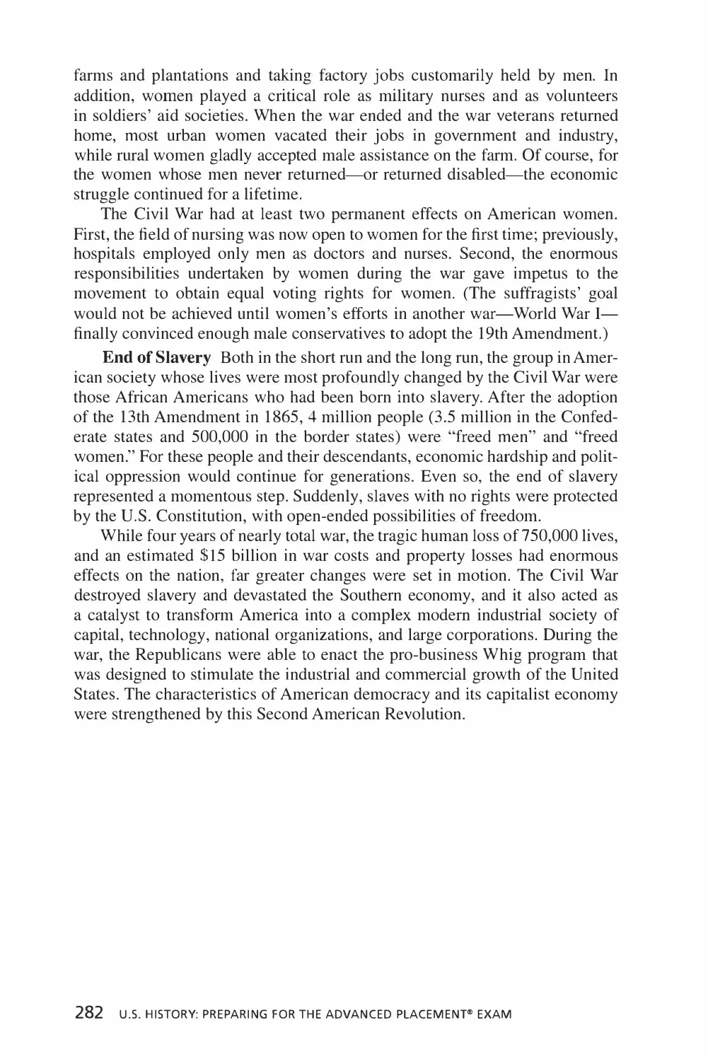farms and plantations and taking factory jobs customarily held by men. In addition, women played a critical role as military nurses and as volunteers in soldiers' aid societies. When the war ended and the war veterans returned home, most urban women vacated their jobs in government and industry, while rural women gladly accepted male assistance on the farm. Of course, for the women whose men never returned—or returned disabled—the economic struggle continued for a lifetime.

The Civil War had at least two permanent effects on American women. First, the field of nursing was now open to women for the first time; previously, hospitals employed only men as doctors and nurses. Second, the enormous responsibilities undertaken by women during the war gave impetus to the movement to obtain equal voting rights for women. (The suffragists' goal would not be achieved until women's efforts in another war—World War I—finally convinced enough male conservatives to adopt the 19th Amendment.)

**End of Slavery** Both in the short run and the long run, the group in American society whose lives were most profoundly changed by the Civil War were those African Americans who had been born into slavery. After the adoption of the 13th Amendment in 1865, 4 million people (3.5 million in the Confederate states and 500,000 in the border states) were "freed men" and "freed women." For these people and their descendants, economic hardship and political oppression would continue for generations. Even so, the end of slavery represented a momentous step. Suddenly, slaves with no rights were protected by the U.S. Constitution, with open-ended possibilities of freedom.

While four years of nearly total war, the tragic human loss of 750,000 lives, and an estimated $15 billion in war costs and property losses had enormous effects on the nation, far greater changes were set in motion. The Civil War destroyed slavery and devastated the Southern economy, and it also acted as a catalyst to transform America into a complex modern industrial society of capital, technology, national organizations, and large corporations. During the war, the Republicans were able to enact the pro-business Whig program that was designed to stimulate the industrial and commercial growth of the United States. The characteristics of American democracy and its capitalist economy were strengthened by this Second American Revolution.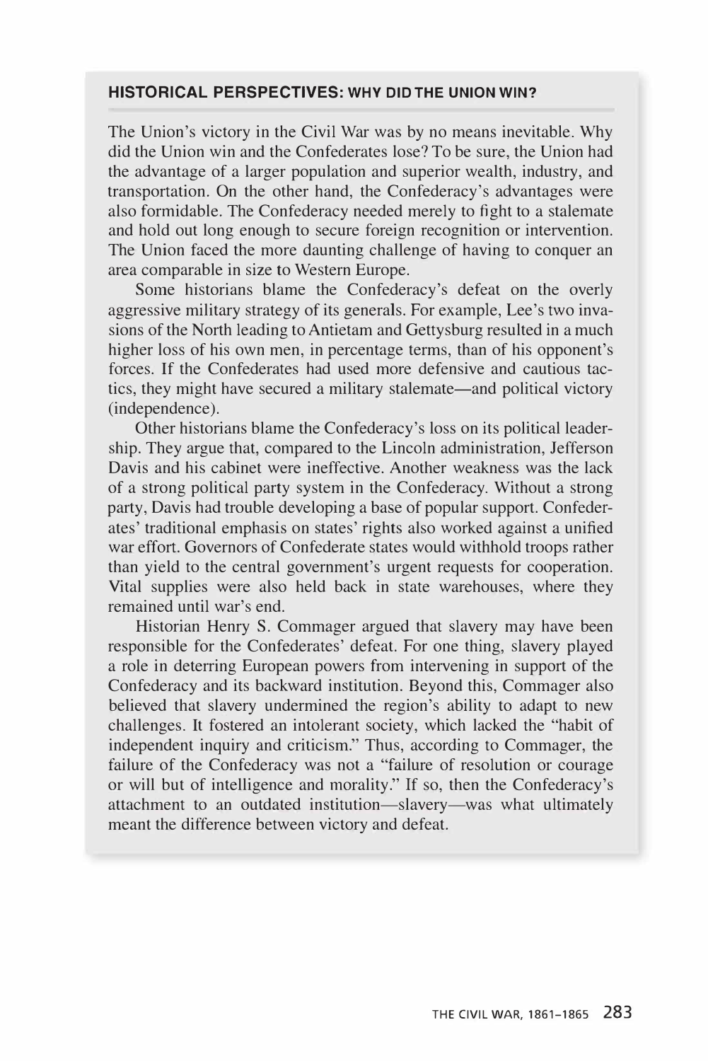### HISTORICAL PERSPECTIVES: WHY DID THE UNION WIN?

The Union's victory in the Civil War was by no means inevitable. Why did the Union win and the Confederates lose? To be sure, the Union had the advantage of a larger population and superior wealth, industry, and transportation. On the other hand, the Confederacy's advantages were also formidable. The Confederacy needed merely to fight to a stalemate and hold out long enough to secure foreign recognition or intervention. The Union faced the more daunting challenge of having to conquer an area comparable in size to Western Europe.

Some historians blame the Confederacy's defeat on the overly aggressive military strategy of its generals. For example, Lee's two invasions of the North leading to Antietam and Gettysburg resulted in a much higher loss of his own men, in percentage terms, than of his opponent's forces. If the Confederates had used more defensive and cautious tactics, they might have secured a military stalemate—and political victory (independence).

Other historians blame the Confederacy's loss on its political leadership. They argue that, compared to the Lincoln administration, Jefferson Davis and his cabinet were ineffective. Another weakness was the lack of a strong political party system in the Confederacy. Without a strong party, Davis had trouble developing a base of popular support. Confederates' traditional emphasis on states' rights also worked against a unified war effort. Governors of Confederate states would withhold troops rather than yield to the central government's urgent requests for cooperation. Vital supplies were also held back in state warehouses, where they remained until war's end.

Historian Henry S. Commager argued that slavery may have been responsible for the Confederates' defeat. For one thing, slavery played a role in deterring European powers from intervening in support of the Confederacy and its backward institution. Beyond this, Commager also believed that slavery undermined the region's ability to adapt to new challenges. It fostered an intolerant society, which lacked the "habit of independent inquiry and criticism." Thus, according to Commager, the failure of the Confederacy was not a "failure of resolution or courage or will but of intelligence and morality." If so, then the Confederacy's attachment to an outdated institution—slavery—was what ultimately meant the difference between victory and defeat.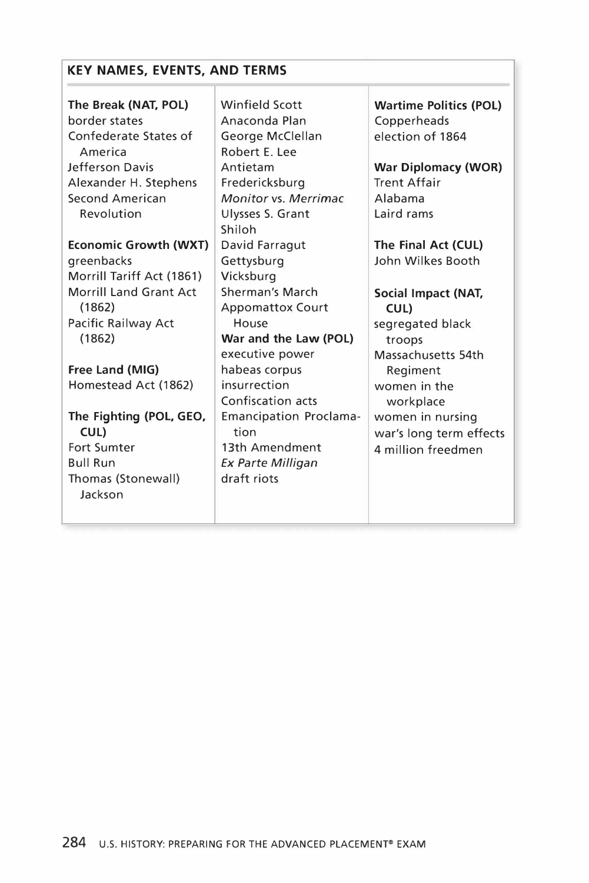## KEY NAMES, EVENTS, AND TERMS

**The Break (NAT, POL)**
border states
Confederate States of America
Jefferson Davis
Alexander H. Stephens
Second American Revolution

**Economic Growth (WXT)**
greenbacks
Morrill Tariff Act (1861)
Morrill Land Grant Act (1862)
Pacific Railway Act (1862)

**Free Land (MIG)**
Homestead Act (1862)

**The Fighting (POL, GEO, CUL)**
Fort Sumter
Bull Run
Thomas (Stonewall) Jackson
Winfield Scott
Anaconda Plan
George McClellan
Robert E. Lee
Antietam
Fredericksburg
*Monitor* vs. *Merrimac*
Ulysses S. Grant
Shiloh
David Farragut
Gettysburg
Vicksburg
Sherman's March
Appomattox Court House

**War and the Law (POL)**
executive power
habeas corpus
insurrection
Confiscation acts
Emancipation Proclamation
13th Amendment
*Ex Parte Milligan*
draft riots

**Wartime Politics (POL)**
Copperheads
election of 1864

**War Diplomacy (WOR)**
Trent Affair
Alabama
Laird rams

**The Final Act (CUL)**
John Wilkes Booth

**Social Impact (NAT, CUL)**
segregated black troops
Massachusetts 54th Regiment
women in the workplace
women in nursing
war's long term effects
4 million freedmen